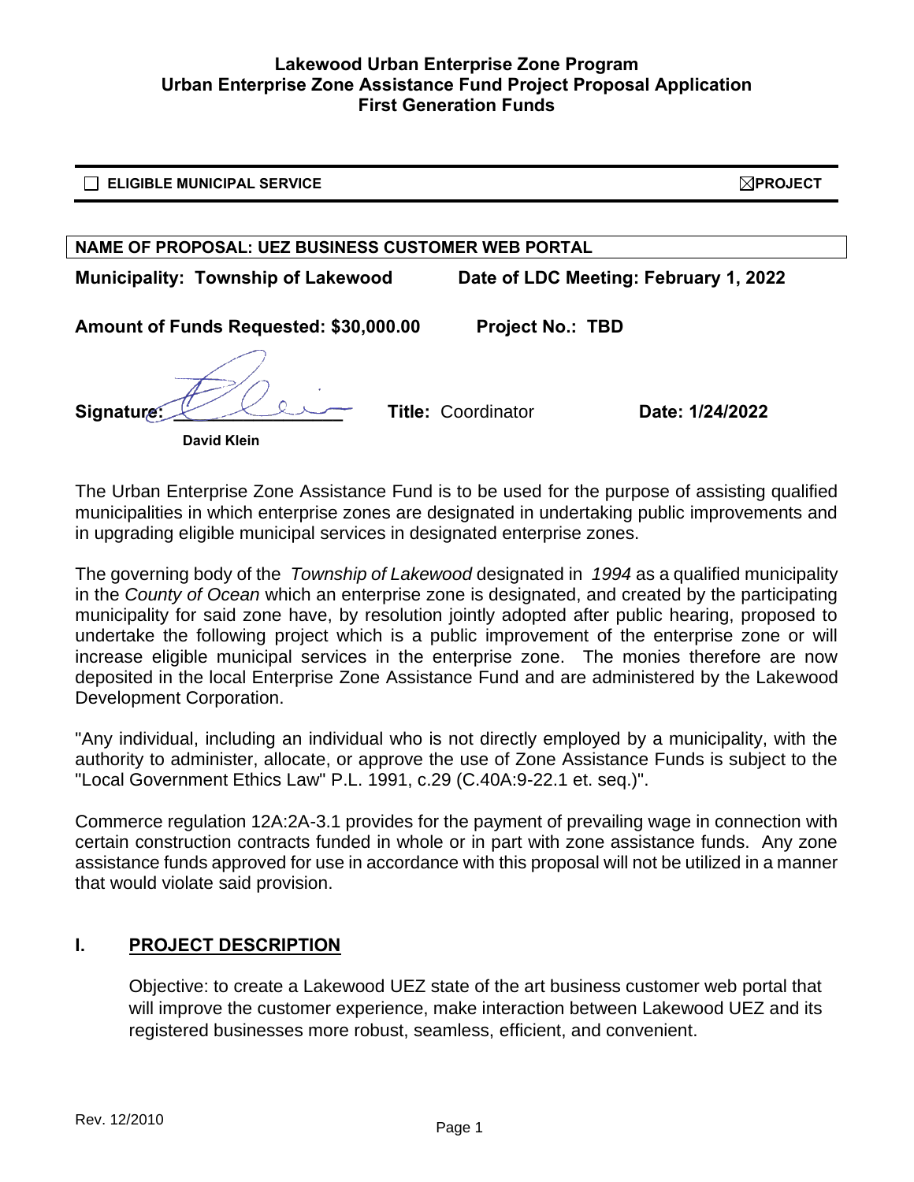**Lakewood Urban Enterprise Zone Program**
**Urban Enterprise Zone Assistance Fund Project Proposal Application**
**First Generation Funds**

☐ **ELIGIBLE MUNICIPAL SERVICE** ☒ **PROJECT**

**NAME OF PROPOSAL: UEZ BUSINESS CUSTOMER WEB PORTAL**

**Municipality: Township of Lakewood** **Date of LDC Meeting: February 1, 2022**

**Amount of Funds Requested: $30,000.00** **Project No.: TBD**

**Signature:** ________________ **Title:** Coordinator **Date: 1/24/2022**

**David Klein**

The Urban Enterprise Zone Assistance Fund is to be used for the purpose of assisting qualified municipalities in which enterprise zones are designated in undertaking public improvements and in upgrading eligible municipal services in designated enterprise zones.

The governing body of the *Township of Lakewood* designated in *1994* as a qualified municipality in the *County of Ocean* which an enterprise zone is designated, and created by the participating municipality for said zone have, by resolution jointly adopted after public hearing, proposed to undertake the following project which is a public improvement of the enterprise zone or will increase eligible municipal services in the enterprise zone. The monies therefore are now deposited in the local Enterprise Zone Assistance Fund and are administered by the Lakewood Development Corporation.

"Any individual, including an individual who is not directly employed by a municipality, with the authority to administer, allocate, or approve the use of Zone Assistance Funds is subject to the "Local Government Ethics Law" P.L. 1991, c.29 (C.40A:9-22.1 et. seq.)".

Commerce regulation 12A:2A-3.1 provides for the payment of prevailing wage in connection with certain construction contracts funded in whole or in part with zone assistance funds. Any zone assistance funds approved for use in accordance with this proposal will not be utilized in a manner that would violate said provision.

## I. PROJECT DESCRIPTION

Objective: to create a Lakewood UEZ state of the art business customer web portal that will improve the customer experience, make interaction between Lakewood UEZ and its registered businesses more robust, seamless, efficient, and convenient.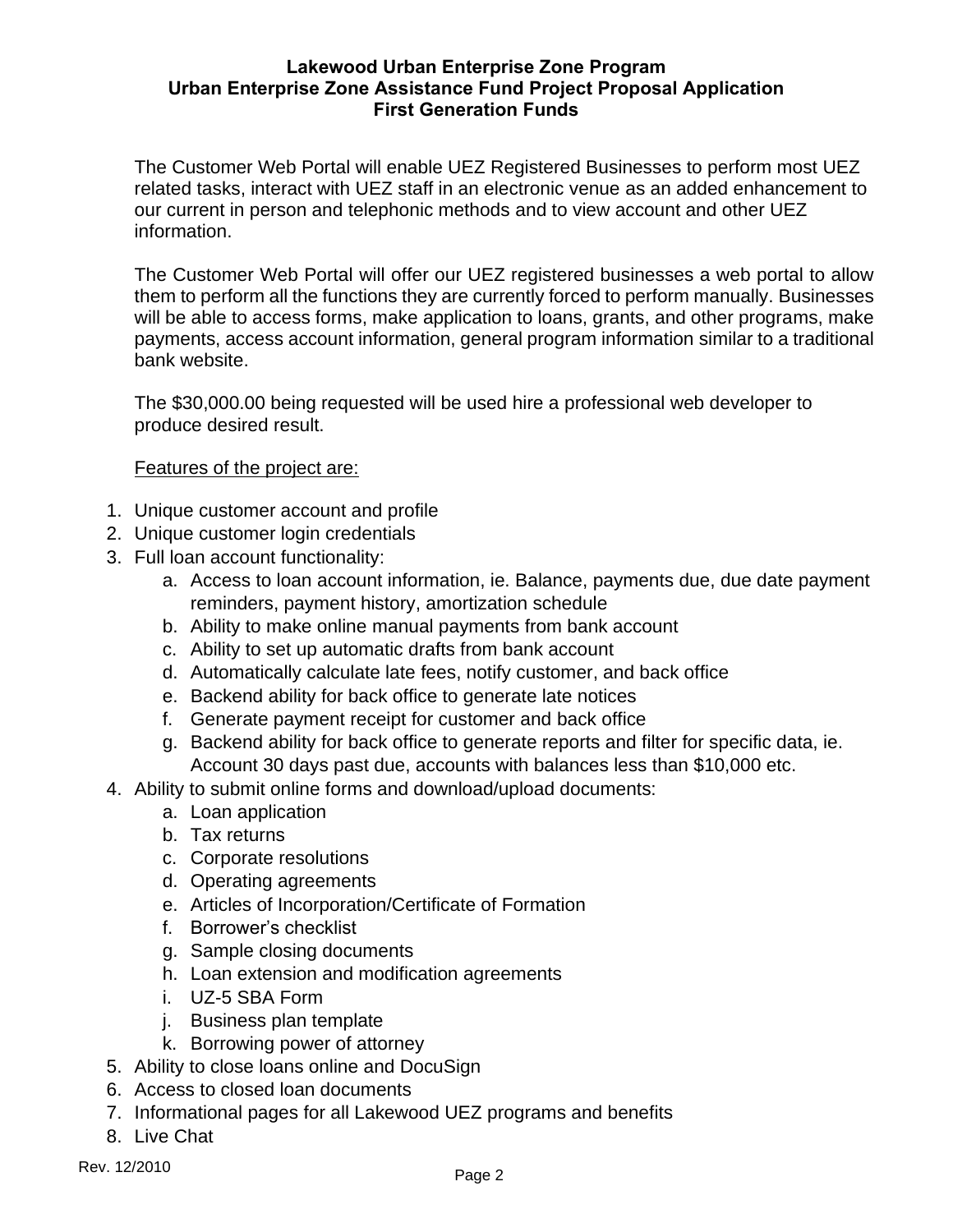The Customer Web Portal will enable UEZ Registered Businesses to perform most UEZ related tasks, interact with UEZ staff in an electronic venue as an added enhancement to our current in person and telephonic methods and to view account and other UEZ information.

The Customer Web Portal will offer our UEZ registered businesses a web portal to allow them to perform all the functions they are currently forced to perform manually. Businesses will be able to access forms, make application to loans, grants, and other programs, make payments, access account information, general program information similar to a traditional bank website.

The $30,000.00 being requested will be used hire a professional web developer to produce desired result.

<u>Features of the project are:</u>

1. Unique customer account and profile
2. Unique customer login credentials
3. Full loan account functionality:
    a. Access to loan account information, ie. Balance, payments due, due date payment reminders, payment history, amortization schedule
    b. Ability to make online manual payments from bank account
    c. Ability to set up automatic drafts from bank account
    d. Automatically calculate late fees, notify customer, and back office
    e. Backend ability for back office to generate late notices
    f. Generate payment receipt for customer and back office
    g. Backend ability for back office to generate reports and filter for specific data, ie. Account 30 days past due, accounts with balances less than $10,000 etc.
4. Ability to submit online forms and download/upload documents:
    a. Loan application
    b. Tax returns
    c. Corporate resolutions
    d. Operating agreements
    e. Articles of Incorporation/Certificate of Formation
    f. Borrower's checklist
    g. Sample closing documents
    h. Loan extension and modification agreements
    i. UZ-5 SBA Form
    j. Business plan template
    k. Borrowing power of attorney
5. Ability to close loans online and DocuSign
6. Access to closed loan documents
7. Informational pages for all Lakewood UEZ programs and benefits
8. Live Chat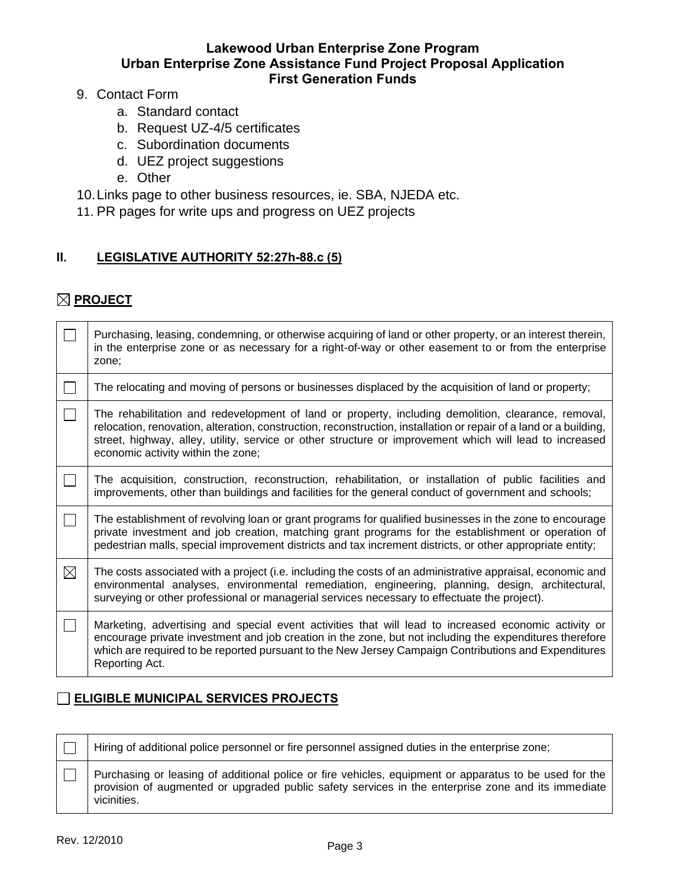9. Contact Form
   a. Standard contact
   b. Request UZ-4/5 certificates
   c. Subordination documents
   d. UEZ project suggestions
   e. Other
10. Links page to other business resources, ie. SBA, NJEDA etc.
11. PR pages for write ups and progress on UEZ projects

## II. LEGISLATIVE AUTHORITY 52:27h-88.c (5)

### ☒ PROJECT

| | |
|---|---|
| ☐ | Purchasing, leasing, condemning, or otherwise acquiring of land or other property, or an interest therein, in the enterprise zone or as necessary for a right-of-way or other easement to or from the enterprise zone; |
| ☐ | The relocating and moving of persons or businesses displaced by the acquisition of land or property; |
| ☐ | The rehabilitation and redevelopment of land or property, including demolition, clearance, removal, relocation, renovation, alteration, construction, reconstruction, installation or repair of a land or a building, street, highway, alley, utility, service or other structure or improvement which will lead to increased economic activity within the zone; |
| ☐ | The acquisition, construction, reconstruction, rehabilitation, or installation of public facilities and improvements, other than buildings and facilities for the general conduct of government and schools; |
| ☐ | The establishment of revolving loan or grant programs for qualified businesses in the zone to encourage private investment and job creation, matching grant programs for the establishment or operation of pedestrian malls, special improvement districts and tax increment districts, or other appropriate entity; |
| ☒ | The costs associated with a project (i.e. including the costs of an administrative appraisal, economic and environmental analyses, environmental remediation, engineering, planning, design, architectural, surveying or other professional or managerial services necessary to effectuate the project). |
| ☐ | Marketing, advertising and special event activities that will lead to increased economic activity or encourage private investment and job creation in the zone, but not including the expenditures therefore which are required to be reported pursuant to the New Jersey Campaign Contributions and Expenditures Reporting Act. |

### ☐ ELIGIBLE MUNICIPAL SERVICES PROJECTS

| | |
|---|---|
| ☐ | Hiring of additional police personnel or fire personnel assigned duties in the enterprise zone; |
| ☐ | Purchasing or leasing of additional police or fire vehicles, equipment or apparatus to be used for the provision of augmented or upgraded public safety services in the enterprise zone and its immediate vicinities. |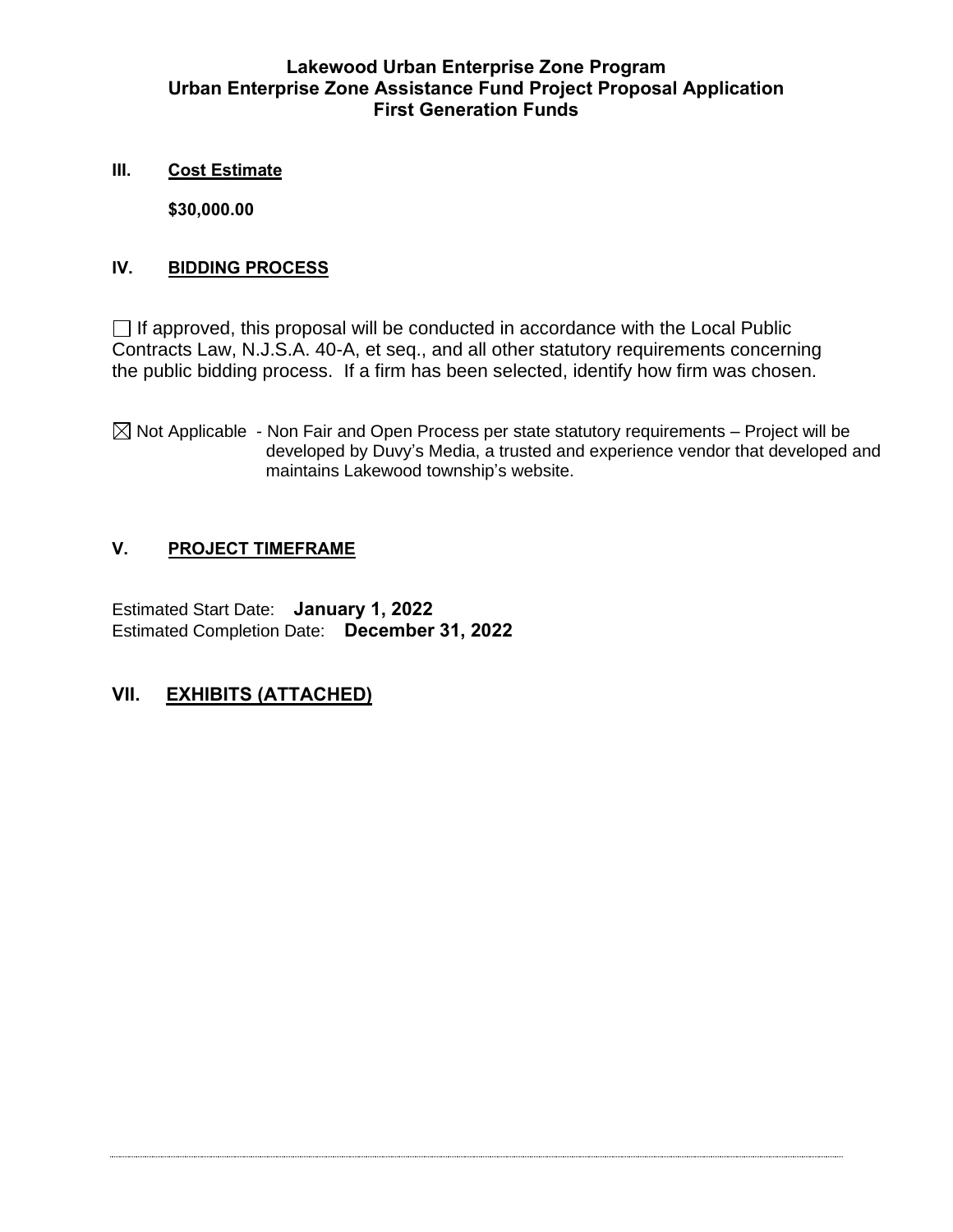**Lakewood Urban Enterprise Zone Program**
**Urban Enterprise Zone Assistance Fund Project Proposal Application**
**First Generation Funds**

## III. Cost Estimate

**$30,000.00**

## IV. BIDDING PROCESS

☐ If approved, this proposal will be conducted in accordance with the Local Public Contracts Law, N.J.S.A. 40-A, et seq., and all other statutory requirements concerning the public bidding process. If a firm has been selected, identify how firm was chosen.

☒ Not Applicable - Non Fair and Open Process per state statutory requirements – Project will be developed by Duvy's Media, a trusted and experience vendor that developed and maintains Lakewood township's website.

## V. PROJECT TIMEFRAME

Estimated Start Date: **January 1, 2022**
Estimated Completion Date: **December 31, 2022**

## VII. EXHIBITS (ATTACHED)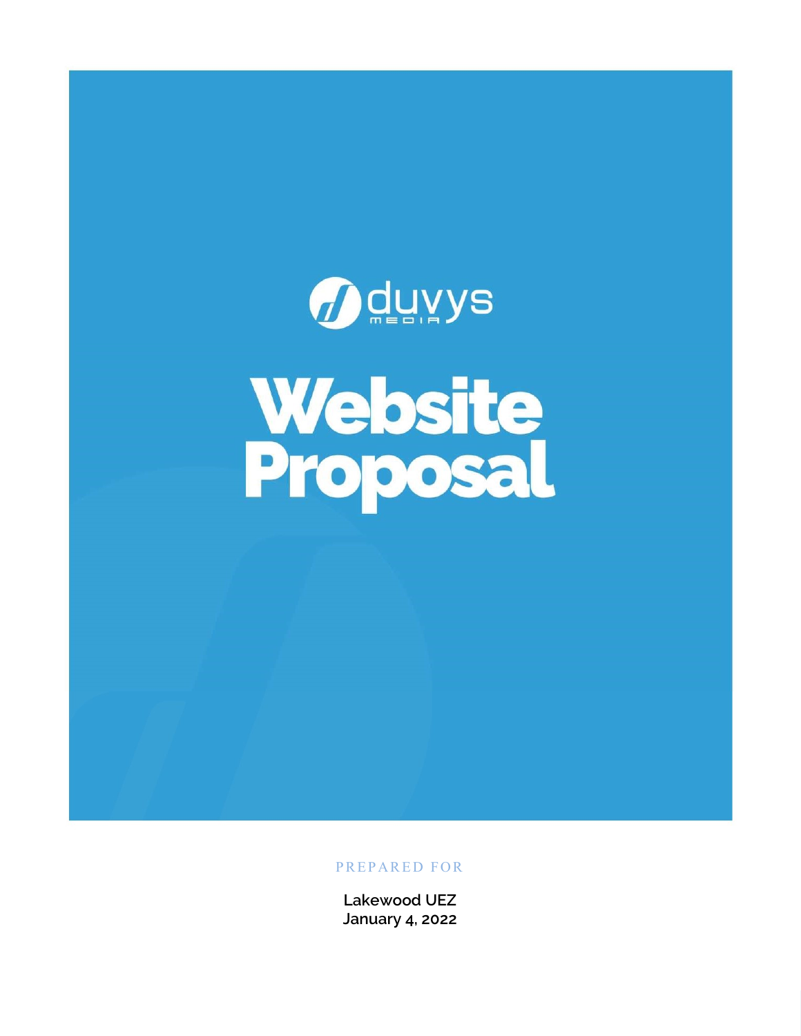duvys MEDIA

# Website Proposal

PREPARED FOR

**Lakewood UEZ**
**January 4, 2022**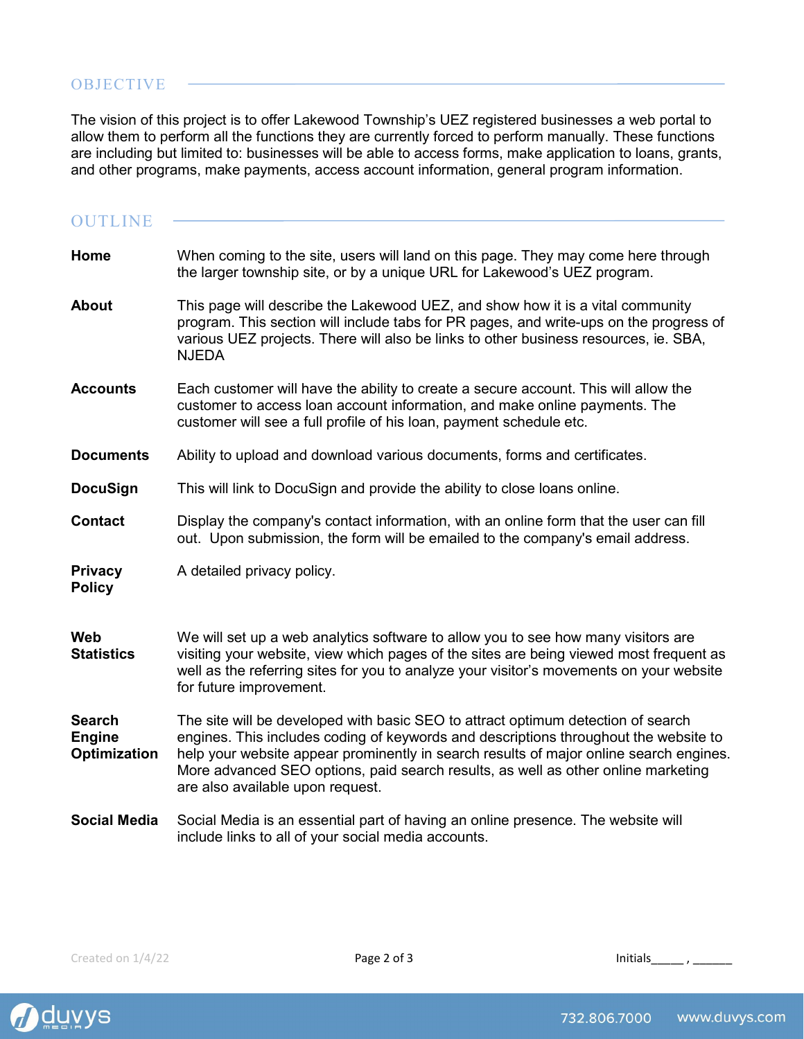## OBJECTIVE

The vision of this project is to offer Lakewood Township's UEZ registered businesses a web portal to allow them to perform all the functions they are currently forced to perform manually. These functions are including but limited to: businesses will be able to access forms, make application to loans, grants, and other programs, make payments, access account information, general program information.

## OUTLINE

**Home** When coming to the site, users will land on this page. They may come here through the larger township site, or by a unique URL for Lakewood's UEZ program.

**About** This page will describe the Lakewood UEZ, and show how it is a vital community program. This section will include tabs for PR pages, and write-ups on the progress of various UEZ projects. There will also be links to other business resources, ie. SBA, NJEDA

**Accounts** Each customer will have the ability to create a secure account. This will allow the customer to access loan account information, and make online payments. The customer will see a full profile of his loan, payment schedule etc.

**Documents** Ability to upload and download various documents, forms and certificates.

**DocuSign** This will link to DocuSign and provide the ability to close loans online.

**Contact** Display the company's contact information, with an online form that the user can fill out. Upon submission, the form will be emailed to the company's email address.

**Privacy Policy** A detailed privacy policy.

**Web Statistics** We will set up a web analytics software to allow you to see how many visitors are visiting your website, view which pages of the sites are being viewed most frequent as well as the referring sites for you to analyze your visitor's movements on your website for future improvement.

**Search Engine Optimization** The site will be developed with basic SEO to attract optimum detection of search engines. This includes coding of keywords and descriptions throughout the website to help your website appear prominently in search results of major online search engines. More advanced SEO options, paid search results, as well as other online marketing are also available upon request.

**Social Media** Social Media is an essential part of having an online presence. The website will include links to all of your social media accounts.

Created on 1/4/22 Initials_____ , ______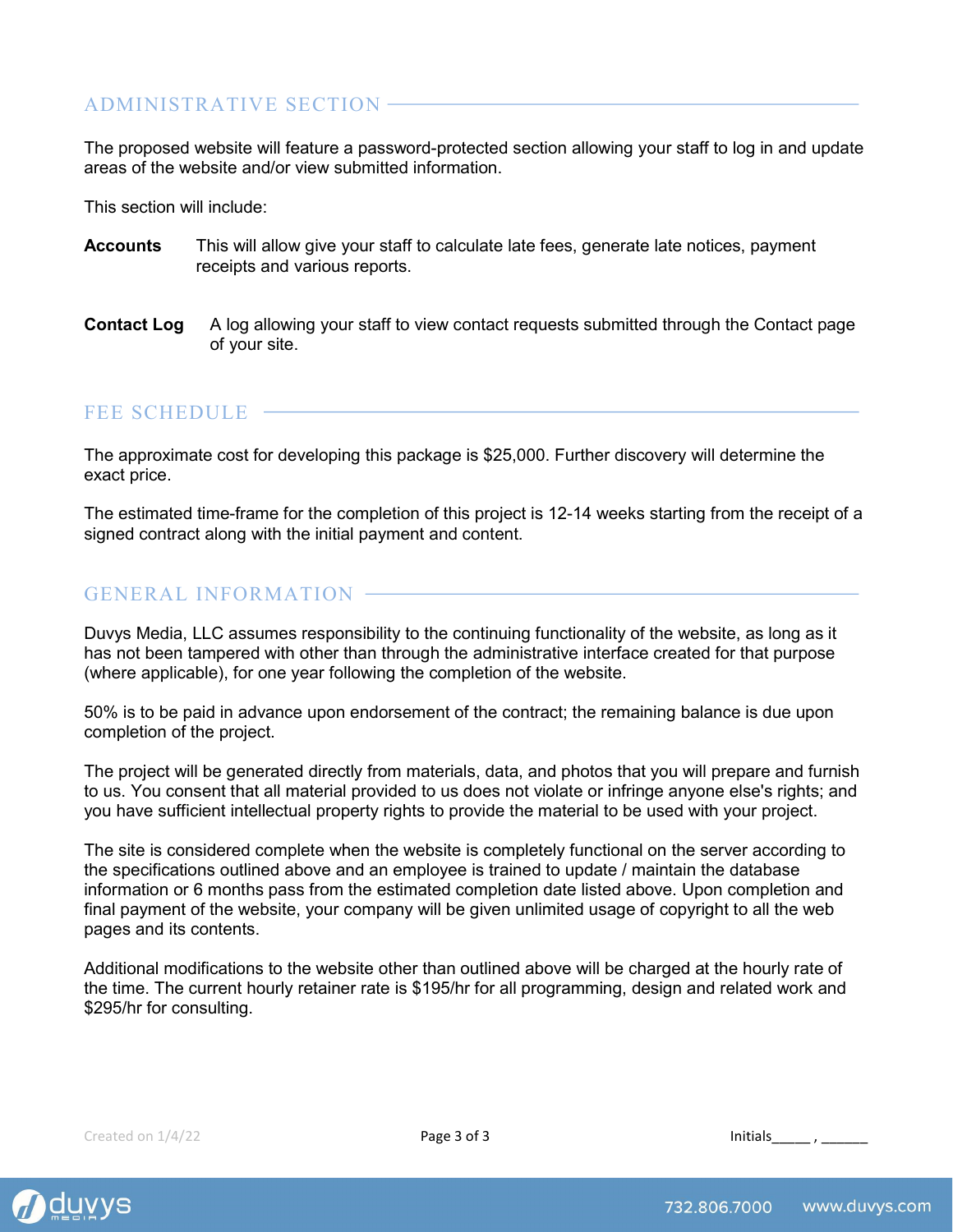## ADMINISTRATIVE SECTION

The proposed website will feature a password-protected section allowing your staff to log in and update areas of the website and/or view submitted information.

This section will include:

**Accounts** This will allow give your staff to calculate late fees, generate late notices, payment receipts and various reports.

**Contact Log** A log allowing your staff to view contact requests submitted through the Contact page of your site.

## FEE SCHEDULE

The approximate cost for developing this package is $25,000. Further discovery will determine the exact price.

The estimated time-frame for the completion of this project is 12-14 weeks starting from the receipt of a signed contract along with the initial payment and content.

## GENERAL INFORMATION

Duvys Media, LLC assumes responsibility to the continuing functionality of the website, as long as it has not been tampered with other than through the administrative interface created for that purpose (where applicable), for one year following the completion of the website.

50% is to be paid in advance upon endorsement of the contract; the remaining balance is due upon completion of the project.

The project will be generated directly from materials, data, and photos that you will prepare and furnish to us. You consent that all material provided to us does not violate or infringe anyone else's rights; and you have sufficient intellectual property rights to provide the material to be used with your project.

The site is considered complete when the website is completely functional on the server according to the specifications outlined above and an employee is trained to update / maintain the database information or 6 months pass from the estimated completion date listed above. Upon completion and final payment of the website, your company will be given unlimited usage of copyright to all the web pages and its contents.

Additional modifications to the website other than outlined above will be charged at the hourly rate of the time. The current hourly retainer rate is $195/hr for all programming, design and related work and $295/hr for consulting.

Created on 1/4/22

Initials_____ , ______